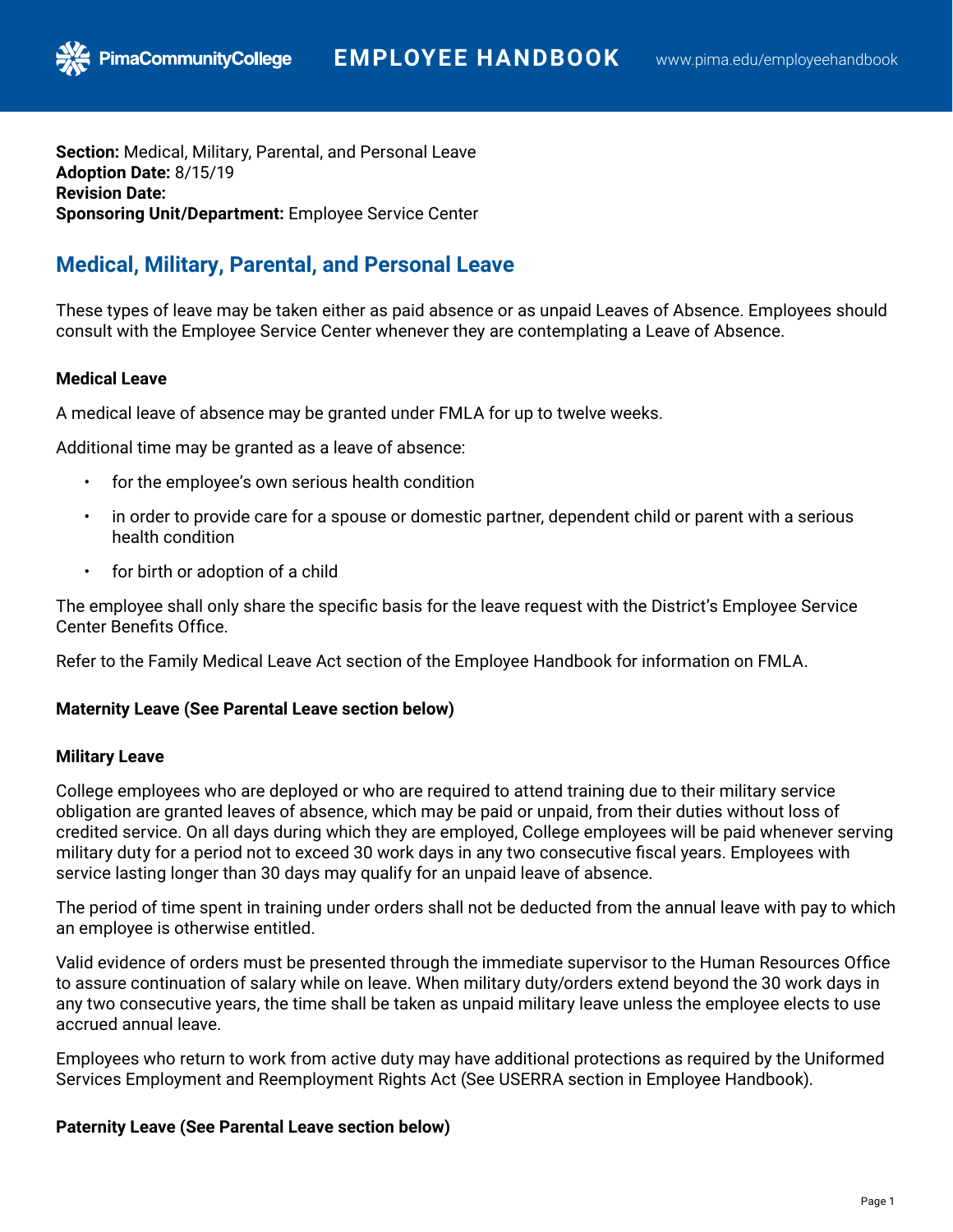**Section:** Medical, Military, Parental, and Personal Leave
**Adoption Date:** 8/15/19
**Revision Date:**
**Sponsoring Unit/Department:** Employee Service Center

## Medical, Military, Parental, and Personal Leave

These types of leave may be taken either as paid absence or as unpaid Leaves of Absence. Employees should consult with the Employee Service Center whenever they are contemplating a Leave of Absence.

### Medical Leave

A medical leave of absence may be granted under FMLA for up to twelve weeks.

Additional time may be granted as a leave of absence:

- for the employee's own serious health condition
- in order to provide care for a spouse or domestic partner, dependent child or parent with a serious health condition
- for birth or adoption of a child

The employee shall only share the specific basis for the leave request with the District's Employee Service Center Benefits Office.

Refer to the Family Medical Leave Act section of the Employee Handbook for information on FMLA.

### Maternity Leave (See Parental Leave section below)

### Military Leave

College employees who are deployed or who are required to attend training due to their military service obligation are granted leaves of absence, which may be paid or unpaid, from their duties without loss of credited service. On all days during which they are employed, College employees will be paid whenever serving military duty for a period not to exceed 30 work days in any two consecutive fiscal years. Employees with service lasting longer than 30 days may qualify for an unpaid leave of absence.

The period of time spent in training under orders shall not be deducted from the annual leave with pay to which an employee is otherwise entitled.

Valid evidence of orders must be presented through the immediate supervisor to the Human Resources Office to assure continuation of salary while on leave. When military duty/orders extend beyond the 30 work days in any two consecutive years, the time shall be taken as unpaid military leave unless the employee elects to use accrued annual leave.

Employees who return to work from active duty may have additional protections as required by the Uniformed Services Employment and Reemployment Rights Act (See USERRA section in Employee Handbook).

### Paternity Leave (See Parental Leave section below)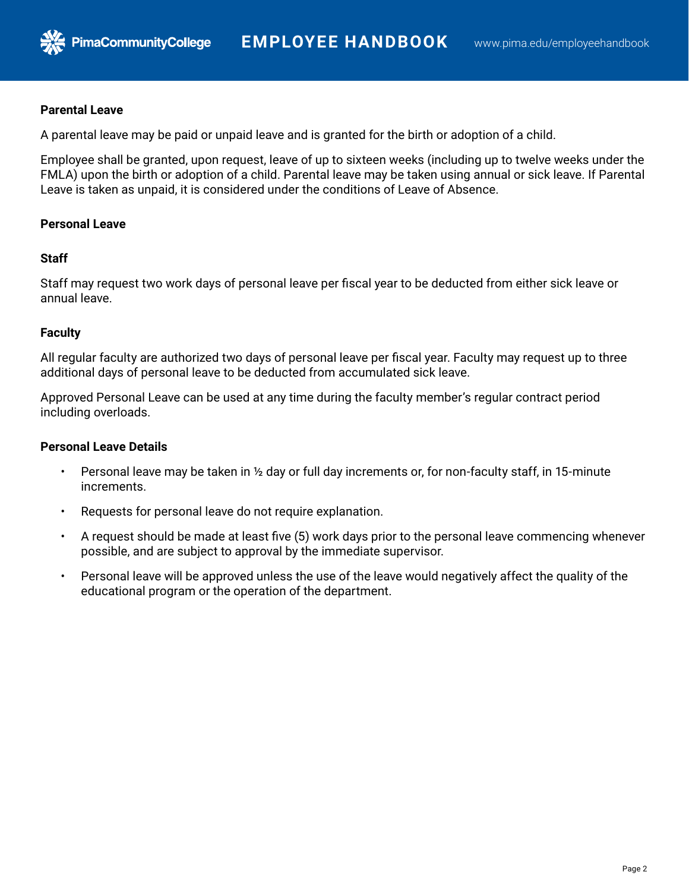**Parental Leave**

A parental leave may be paid or unpaid leave and is granted for the birth or adoption of a child.

Employee shall be granted, upon request, leave of up to sixteen weeks (including up to twelve weeks under the FMLA) upon the birth or adoption of a child. Parental leave may be taken using annual or sick leave. If Parental Leave is taken as unpaid, it is considered under the conditions of Leave of Absence.

**Personal Leave**

**Staff**

Staff may request two work days of personal leave per fiscal year to be deducted from either sick leave or annual leave.

**Faculty**

All regular faculty are authorized two days of personal leave per fiscal year. Faculty may request up to three additional days of personal leave to be deducted from accumulated sick leave.

Approved Personal Leave can be used at any time during the faculty member's regular contract period including overloads.

**Personal Leave Details**

- Personal leave may be taken in ½ day or full day increments or, for non-faculty staff, in 15-minute increments.
- Requests for personal leave do not require explanation.
- A request should be made at least five (5) work days prior to the personal leave commencing whenever possible, and are subject to approval by the immediate supervisor.
- Personal leave will be approved unless the use of the leave would negatively affect the quality of the educational program or the operation of the department.